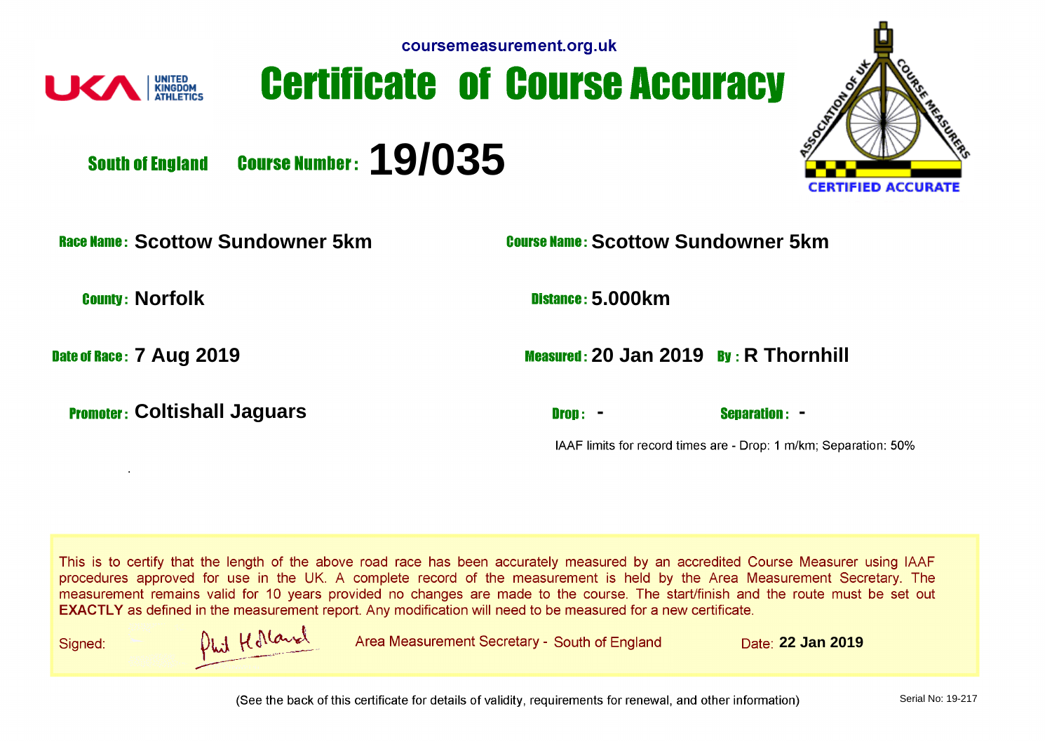coursemeasurement.org.uk

UNITED KINGDOM ATHLETICS

# Certificate of Course Accuracy

ASSOCIATION OF UK COURSE MEASURERS — CERTIFIED ACCURATE

**South of England** **Course Number: 19/035**

**Race Name:** Scottow Sundowner 5km

**Course Name:** Scottow Sundowner 5km

**County:** Norfolk

**Distance:** 5.000km

**Date of Race:** 7 Aug 2019

**Measured:** 20 Jan 2019 **By:** R Thornhill

**Promoter:** Coltishall Jaguars

**Drop:** - **Separation:** -

IAAF limits for record times are - Drop: 1 m/km; Separation: 50%

This is to certify that the length of the above road race has been accurately measured by an accredited Course Measurer using IAAF procedures approved for use in the UK. A complete record of the measurement is held by the Area Measurement Secretary. The measurement remains valid for 10 years provided no changes are made to the course. The start/finish and the route must be set out **EXACTLY** as defined in the measurement report. Any modification will need to be measured for a new certificate.

Signed: Phil Holland Area Measurement Secretary - South of England Date: **22 Jan 2019**

(See the back of this certificate for details of validity, requirements for renewal, and other information)

Serial No: 19-217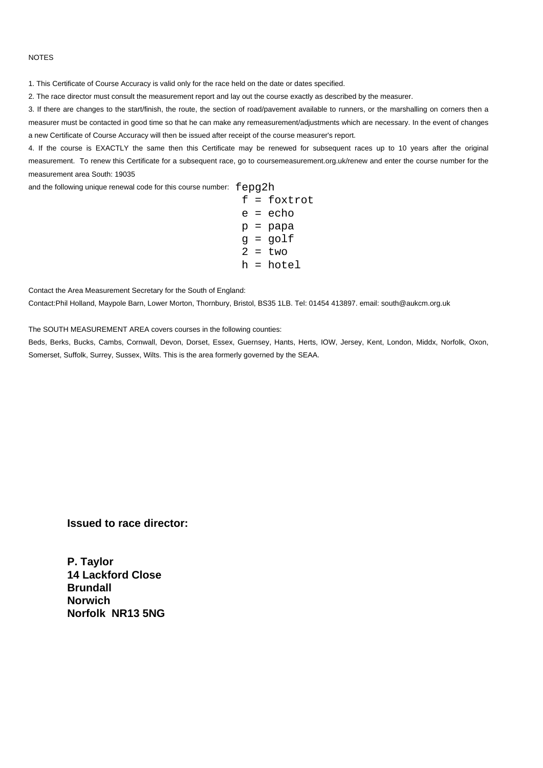NOTES

1. This Certificate of Course Accuracy is valid only for the race held on the date or dates specified.

2. The race director must consult the measurement report and lay out the course exactly as described by the measurer.

3. If there are changes to the start/finish, the route, the section of road/pavement available to runners, or the marshalling on corners then a measurer must be contacted in good time so that he can make any remeasurement/adjustments which are necessary. In the event of changes a new Certificate of Course Accuracy will then be issued after receipt of the course measurer's report.

4. If the course is EXACTLY the same then this Certificate may be renewed for subsequent races up to 10 years after the original measurement. To renew this Certificate for a subsequent race, go to coursemeasurement.org.uk/renew and enter the course number for the measurement area South: 19035

and the following unique renewal code for this course number: fepg2h

```
f = foxtrot
e = echo
p = papa
g = golf
2 = two
h = hotel
```

Contact the Area Measurement Secretary for the South of England:

Contact:Phil Holland, Maypole Barn, Lower Morton, Thornbury, Bristol, BS35 1LB. Tel: 01454 413897. email: south@aukcm.org.uk

The SOUTH MEASUREMENT AREA covers courses in the following counties:

Beds, Berks, Bucks, Cambs, Cornwall, Devon, Dorset, Essex, Guernsey, Hants, Herts, IOW, Jersey, Kent, London, Middx, Norfolk, Oxon, Somerset, Suffolk, Surrey, Sussex, Wilts. This is the area formerly governed by the SEAA.

**Issued to race director:**

**P. Taylor**
**14 Lackford Close**
**Brundall**
**Norwich**
**Norfolk NR13 5NG**